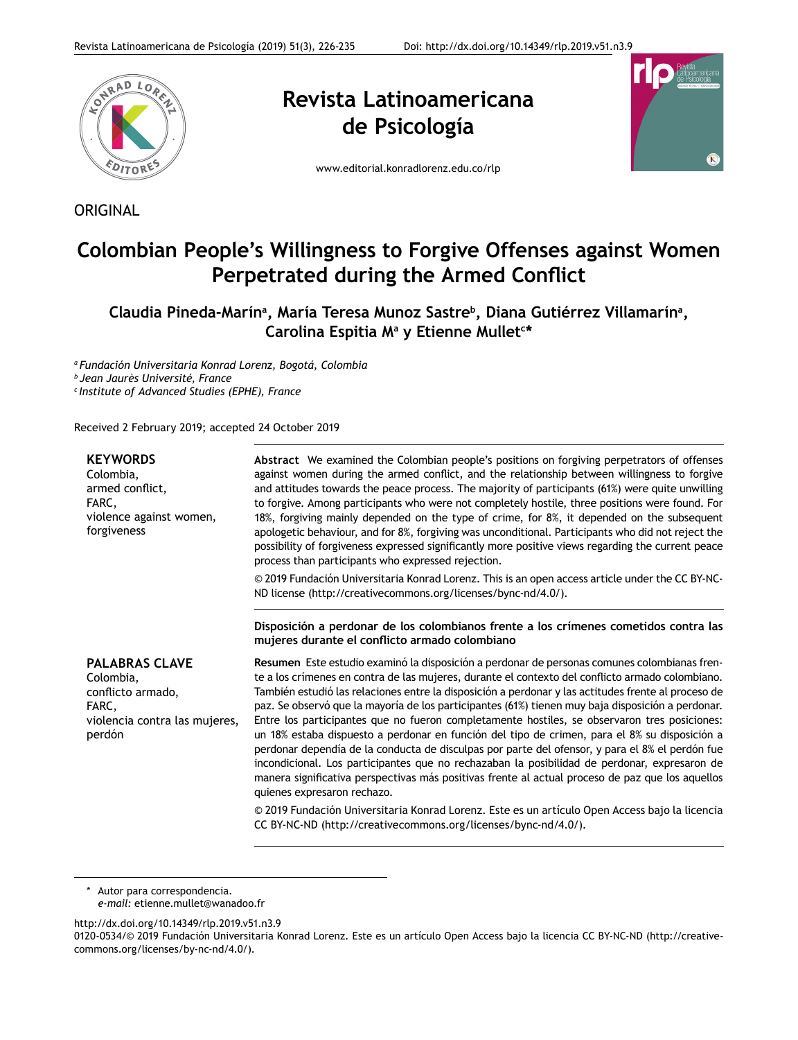ORIGINAL

# Colombian People's Willingness to Forgive Offenses against Women Perpetrated during the Armed Conflict

**Claudia Pineda-Marín[a], María Teresa Munoz Sastre[b], Diana Gutiérrez Villamarín[a], Carolina Espitia M[a] y Etienne Mullet[c]***

[a] *Fundación Universitaria Konrad Lorenz, Bogotá, Colombia*
[b] *Jean Jaurès Université, France*
[c] *Institute of Advanced Studies (EPHE), France*

Received 2 February 2019; accepted 24 October 2019

**KEYWORDS**
Colombia,
armed conflict,
FARC,
violence against women,
forgiveness

**Abstract** We examined the Colombian people's positions on forgiving perpetrators of offenses against women during the armed conflict, and the relationship between willingness to forgive and attitudes towards the peace process. The majority of participants (61%) were quite unwilling to forgive. Among participants who were not completely hostile, three positions were found. For 18%, forgiving mainly depended on the type of crime, for 8%, it depended on the subsequent apologetic behaviour, and for 8%, forgiving was unconditional. Participants who did not reject the possibility of forgiveness expressed significantly more positive views regarding the current peace process than participants who expressed rejection.

© 2019 Fundación Universitaria Konrad Lorenz. This is an open access article under the CC BY-NC-ND license (http://creativecommons.org/licenses/bync-nd/4.0/).

**Disposición a perdonar de los colombianos frente a los crímenes cometidos contra las mujeres durante el conflicto armado colombiano**

**PALABRAS CLAVE**
Colombia,
conflicto armado,
FARC,
violencia contra las mujeres,
perdón

**Resumen** Este estudio examinó la disposición a perdonar de personas comunes colombianas frente a los crímenes en contra de las mujeres, durante el contexto del conflicto armado colombiano. También estudió las relaciones entre la disposición a perdonar y las actitudes frente al proceso de paz. Se observó que la mayoría de los participantes (61%) tienen muy baja disposición a perdonar. Entre los participantes que no fueron completamente hostiles, se observaron tres posiciones: un 18% estaba dispuesto a perdonar en función del tipo de crimen, para el 8% su disposición a perdonar dependía de la conducta de disculpas por parte del ofensor, y para el 8% el perdón fue incondicional. Los participantes que no rechazaban la posibilidad de perdonar, expresaron de manera significativa perspectivas más positivas frente al actual proceso de paz que los aquellos quienes expresaron rechazo.

© 2019 Fundación Universitaria Konrad Lorenz. Este es un artículo Open Access bajo la licencia CC BY-NC-ND (http://creativecommons.org/licenses/bync-nd/4.0/).

\* Autor para correspondencia.
*e-mail:* etienne.mullet@wanadoo.fr

http://dx.doi.org/10.14349/rlp.2019.v51.n3.9
0120-0534/© 2019 Fundación Universitaria Konrad Lorenz. Este es un artículo Open Access bajo la licencia CC BY-NC-ND (http://creativecommons.org/licenses/by-nc-nd/4.0/).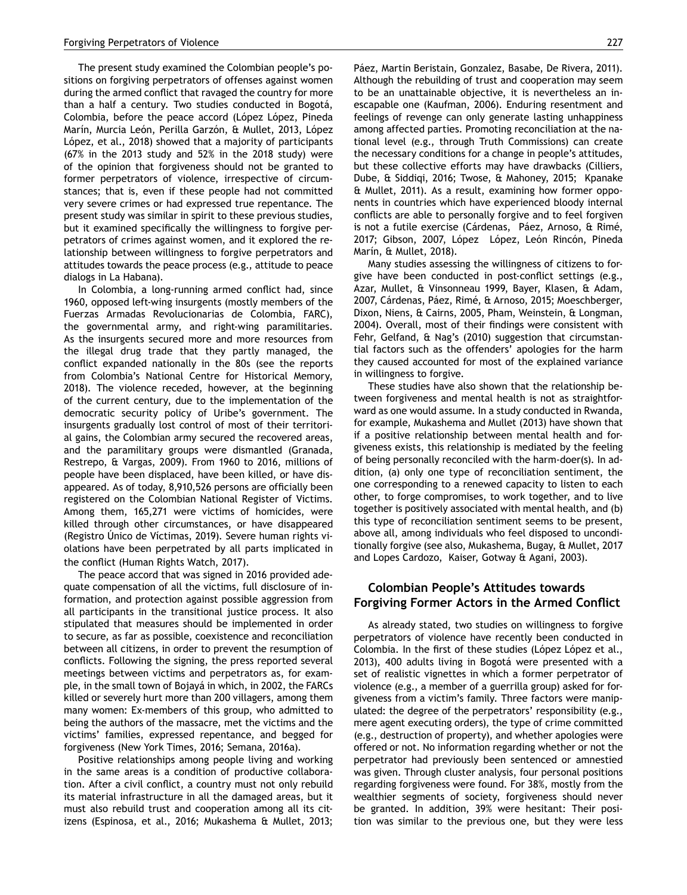The present study examined the Colombian people's positions on forgiving perpetrators of offenses against women during the armed conflict that ravaged the country for more than a half a century. Two studies conducted in Bogotá, Colombia, before the peace accord (López López, Pineda Marín, Murcia León, Perilla Garzón, & Mullet, 2013, López López, et al., 2018) showed that a majority of participants (67% in the 2013 study and 52% in the 2018 study) were of the opinion that forgiveness should not be granted to former perpetrators of violence, irrespective of circumstances; that is, even if these people had not committed very severe crimes or had expressed true repentance. The present study was similar in spirit to these previous studies, but it examined specifically the willingness to forgive perpetrators of crimes against women, and it explored the relationship between willingness to forgive perpetrators and attitudes towards the peace process (e.g., attitude to peace dialogs in La Habana).

In Colombia, a long-running armed conflict had, since 1960, opposed left-wing insurgents (mostly members of the Fuerzas Armadas Revolucionarias de Colombia, FARC), the governmental army, and right-wing paramilitaries. As the insurgents secured more and more resources from the illegal drug trade that they partly managed, the conflict expanded nationally in the 80s (see the reports from Colombia's National Centre for Historical Memory, 2018). The violence receded, however, at the beginning of the current century, due to the implementation of the democratic security policy of Uribe's government. The insurgents gradually lost control of most of their territorial gains, the Colombian army secured the recovered areas, and the paramilitary groups were dismantled (Granada, Restrepo, & Vargas, 2009). From 1960 to 2016, millions of people have been displaced, have been killed, or have disappeared. As of today, 8,910,526 persons are officially been registered on the Colombian National Register of Victims. Among them, 165,271 were victims of homicides, were killed through other circumstances, or have disappeared (Registro Único de Víctimas, 2019). Severe human rights violations have been perpetrated by all parts implicated in the conflict (Human Rights Watch, 2017).

The peace accord that was signed in 2016 provided adequate compensation of all the victims, full disclosure of information, and protection against possible aggression from all participants in the transitional justice process. It also stipulated that measures should be implemented in order to secure, as far as possible, coexistence and reconciliation between all citizens, in order to prevent the resumption of conflicts. Following the signing, the press reported several meetings between victims and perpetrators as, for example, in the small town of Bojayá in which, in 2002, the FARCs killed or severely hurt more than 200 villagers, among them many women: Ex-members of this group, who admitted to being the authors of the massacre, met the victims and the victims' families, expressed repentance, and begged for forgiveness (New York Times, 2016; Semana, 2016a).

Positive relationships among people living and working in the same areas is a condition of productive collaboration. After a civil conflict, a country must not only rebuild its material infrastructure in all the damaged areas, but it must also rebuild trust and cooperation among all its citizens (Espinosa, et al., 2016; Mukashema & Mullet, 2013; Páez, Martin Beristain, Gonzalez, Basabe, De Rivera, 2011). Although the rebuilding of trust and cooperation may seem to be an unattainable objective, it is nevertheless an inescapable one (Kaufman, 2006). Enduring resentment and feelings of revenge can only generate lasting unhappiness among affected parties. Promoting reconciliation at the national level (e.g., through Truth Commissions) can create the necessary conditions for a change in people's attitudes, but these collective efforts may have drawbacks (Cilliers, Dube, & Siddiqi, 2016; Twose, & Mahoney, 2015; Kpanake & Mullet, 2011). As a result, examining how former opponents in countries which have experienced bloody internal conflicts are able to personally forgive and to feel forgiven is not a futile exercise (Cárdenas, Páez, Arnoso, & Rimé, 2017; Gibson, 2007, López López, León Rincón, Pineda Marín, & Mullet, 2018).

Many studies assessing the willingness of citizens to forgive have been conducted in post-conflict settings (e.g., Azar, Mullet, & Vinsonneau 1999, Bayer, Klasen, & Adam, 2007, Cárdenas, Páez, Rimé, & Arnoso, 2015; Moeschberger, Dixon, Niens, & Cairns, 2005, Pham, Weinstein, & Longman, 2004). Overall, most of their findings were consistent with Fehr, Gelfand, & Nag's (2010) suggestion that circumstantial factors such as the offenders' apologies for the harm they caused accounted for most of the explained variance in willingness to forgive.

These studies have also shown that the relationship between forgiveness and mental health is not as straightforward as one would assume. In a study conducted in Rwanda, for example, Mukashema and Mullet (2013) have shown that if a positive relationship between mental health and forgiveness exists, this relationship is mediated by the feeling of being personally reconciled with the harm-doer(s). In addition, (a) only one type of reconciliation sentiment, the one corresponding to a renewed capacity to listen to each other, to forge compromises, to work together, and to live together is positively associated with mental health, and (b) this type of reconciliation sentiment seems to be present, above all, among individuals who feel disposed to unconditionally forgive (see also, Mukashema, Bugay, & Mullet, 2017 and Lopes Cardozo, Kaiser, Gotway & Agani, 2003).

## Colombian People's Attitudes towards Forgiving Former Actors in the Armed Conflict

As already stated, two studies on willingness to forgive perpetrators of violence have recently been conducted in Colombia. In the first of these studies (López López et al., 2013), 400 adults living in Bogotá were presented with a set of realistic vignettes in which a former perpetrator of violence (e.g., a member of a guerrilla group) asked for forgiveness from a victim's family. Three factors were manipulated: the degree of the perpetrators' responsibility (e.g., mere agent executing orders), the type of crime committed (e.g., destruction of property), and whether apologies were offered or not. No information regarding whether or not the perpetrator had previously been sentenced or amnestied was given. Through cluster analysis, four personal positions regarding forgiveness were found. For 38%, mostly from the wealthier segments of society, forgiveness should never be granted. In addition, 39% were hesitant: Their position was similar to the previous one, but they were less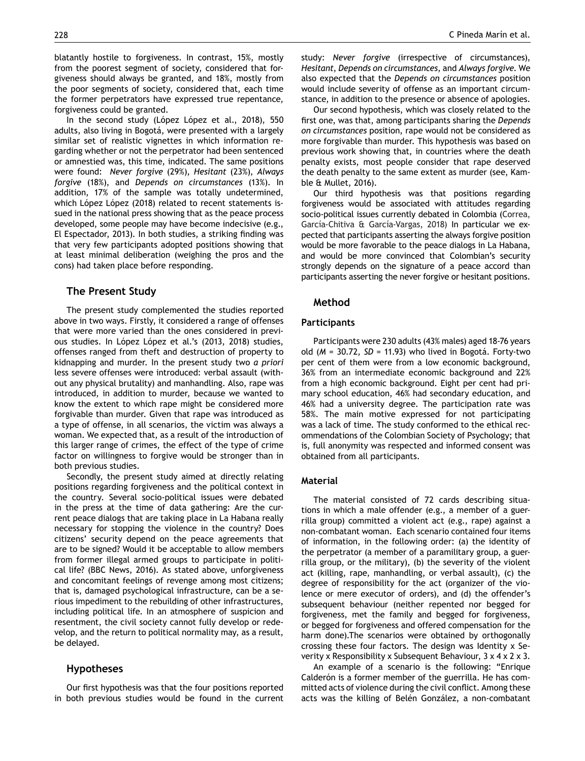blatantly hostile to forgiveness. In contrast, 15%, mostly from the poorest segment of society, considered that forgiveness should always be granted, and 18%, mostly from the poor segments of society, considered that, each time the former perpetrators have expressed true repentance, forgiveness could be granted.

In the second study (López López et al., 2018), 550 adults, also living in Bogotá, were presented with a largely similar set of realistic vignettes in which information regarding whether or not the perpetrator had been sentenced or amnestied was, this time, indicated. The same positions were found: *Never forgive* (29%), *Hesitant* (23%), *Always forgive* (18%), and *Depends on circumstances* (13%). In addition, 17% of the sample was totally undetermined, which López López (2018) related to recent statements issued in the national press showing that as the peace process developed, some people may have become indecisive (e.g., El Espectador, 2013). In both studies, a striking finding was that very few participants adopted positions showing that at least minimal deliberation (weighing the pros and the cons) had taken place before responding.

## The Present Study

The present study complemented the studies reported above in two ways. Firstly, it considered a range of offenses that were more varied than the ones considered in previous studies. In López López et al.'s (2013, 2018) studies, offenses ranged from theft and destruction of property to kidnapping and murder. In the present study two *a priori* less severe offenses were introduced: verbal assault (without any physical brutality) and manhandling. Also, rape was introduced, in addition to murder, because we wanted to know the extent to which rape might be considered more forgivable than murder. Given that rape was introduced as a type of offense, in all scenarios, the victim was always a woman. We expected that, as a result of the introduction of this larger range of crimes, the effect of the type of crime factor on willingness to forgive would be stronger than in both previous studies.

Secondly, the present study aimed at directly relating positions regarding forgiveness and the political context in the country. Several socio-political issues were debated in the press at the time of data gathering: Are the current peace dialogs that are taking place in La Habana really necessary for stopping the violence in the country? Does citizens' security depend on the peace agreements that are to be signed? Would it be acceptable to allow members from former illegal armed groups to participate in political life? (BBC News, 2016). As stated above, unforgiveness and concomitant feelings of revenge among most citizens; that is, damaged psychological infrastructure, can be a serious impediment to the rebuilding of other infrastructures, including political life. In an atmosphere of suspicion and resentment, the civil society cannot fully develop or redevelop, and the return to political normality may, as a result, be delayed.

## Hypotheses

Our first hypothesis was that the four positions reported in both previous studies would be found in the current study: *Never forgive* (irrespective of circumstances), *Hesitant*, *Depends on circumstances*, and *Always forgive*. We also expected that the *Depends on circumstances* position would include severity of offense as an important circumstance, in addition to the presence or absence of apologies.

Our second hypothesis, which was closely related to the first one, was that, among participants sharing the *Depends on circumstances* position, rape would not be considered as more forgivable than murder. This hypothesis was based on previous work showing that, in countries where the death penalty exists, most people consider that rape deserved the death penalty to the same extent as murder (see, Kamble & Mullet, 2016).

Our third hypothesis was that positions regarding forgiveness would be associated with attitudes regarding socio-political issues currently debated in Colombia (Correa, García-Chitiva & García-Vargas, 2018) In particular we expected that participants asserting the always forgive position would be more favorable to the peace dialogs in La Habana, and would be more convinced that Colombian's security strongly depends on the signature of a peace accord than participants asserting the never forgive or hesitant positions.

## Method

### Participants

Participants were 230 adults (43% males) aged 18-76 years old ($M$ = 30.72, $SD$ = 11.93) who lived in Bogotá. Forty-two per cent of them were from a low economic background, 36% from an intermediate economic background and 22% from a high economic background. Eight per cent had primary school education, 46% had secondary education, and 46% had a university degree. The participation rate was 58%. The main motive expressed for not participating was a lack of time. The study conformed to the ethical recommendations of the Colombian Society of Psychology; that is, full anonymity was respected and informed consent was obtained from all participants.

### Material

The material consisted of 72 cards describing situations in which a male offender (e.g., a member of a guerrilla group) committed a violent act (e.g., rape) against a non-combatant woman. Each scenario contained four items of information, in the following order: (a) the identity of the perpetrator (a member of a paramilitary group, a guerrilla group, or the military), (b) the severity of the violent act (killing, rape, manhandling, or verbal assault), (c) the degree of responsibility for the act (organizer of the violence or mere executor of orders), and (d) the offender's subsequent behaviour (neither repented nor begged for forgiveness, met the family and begged for forgiveness, or begged for forgiveness and offered compensation for the harm done).The scenarios were obtained by orthogonally crossing these four factors. The design was Identity x Severity x Responsibility x Subsequent Behaviour, 3 x 4 x 2 x 3.

An example of a scenario is the following: "Enrique Calderón is a former member of the guerrilla. He has committed acts of violence during the civil conflict. Among these acts was the killing of Belén González, a non-combatant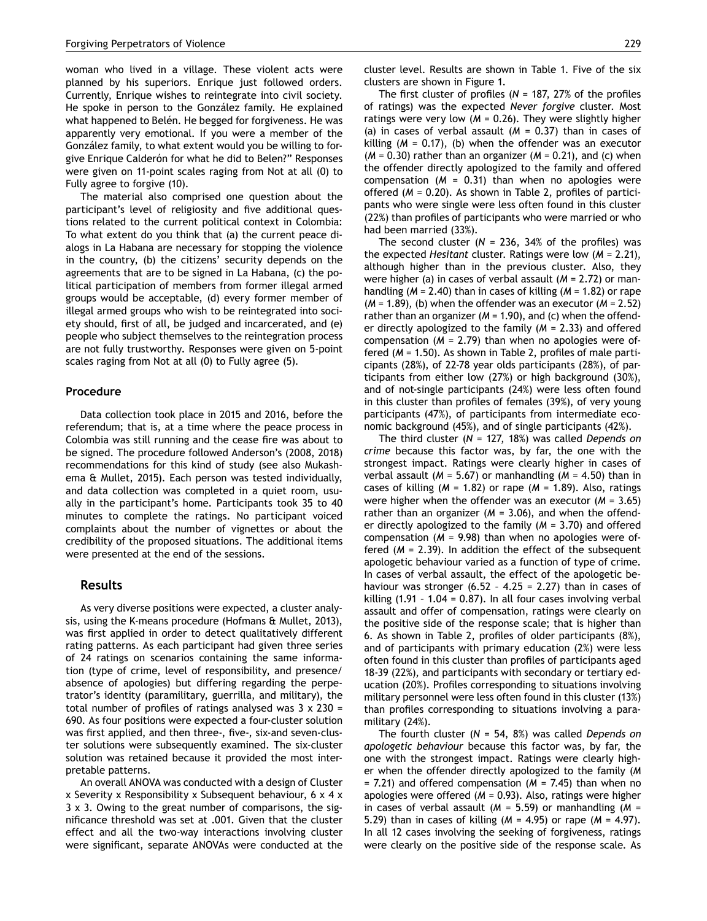woman who lived in a village. These violent acts were planned by his superiors. Enrique just followed orders. Currently, Enrique wishes to reintegrate into civil society. He spoke in person to the González family. He explained what happened to Belén. He begged for forgiveness. He was apparently very emotional. If you were a member of the González family, to what extent would you be willing to forgive Enrique Calderón for what he did to Belen?" Responses were given on 11-point scales raging from Not at all (0) to Fully agree to forgive (10).

The material also comprised one question about the participant's level of religiosity and five additional questions related to the current political context in Colombia: To what extent do you think that (a) the current peace dialogs in La Habana are necessary for stopping the violence in the country, (b) the citizens' security depends on the agreements that are to be signed in La Habana, (c) the political participation of members from former illegal armed groups would be acceptable, (d) every former member of illegal armed groups who wish to be reintegrated into society should, first of all, be judged and incarcerated, and (e) people who subject themselves to the reintegration process are not fully trustworthy. Responses were given on 5-point scales raging from Not at all (0) to Fully agree (5).

### Procedure

Data collection took place in 2015 and 2016, before the referendum; that is, at a time where the peace process in Colombia was still running and the cease fire was about to be signed. The procedure followed Anderson's (2008, 2018) recommendations for this kind of study (see also Mukashema & Mullet, 2015). Each person was tested individually, and data collection was completed in a quiet room, usually in the participant's home. Participants took 35 to 40 minutes to complete the ratings. No participant voiced complaints about the number of vignettes or about the credibility of the proposed situations. The additional items were presented at the end of the sessions.

## Results

As very diverse positions were expected, a cluster analysis, using the K-means procedure (Hofmans & Mullet, 2013), was first applied in order to detect qualitatively different rating patterns. As each participant had given three series of 24 ratings on scenarios containing the same information (type of crime, level of responsibility, and presence/absence of apologies) but differing regarding the perpetrator's identity (paramilitary, guerrilla, and military), the total number of profiles of ratings analysed was 3 x 230 = 690. As four positions were expected a four-cluster solution was first applied, and then three-, five-, six-and seven-cluster solutions were subsequently examined. The six-cluster solution was retained because it provided the most interpretable patterns.

An overall ANOVA was conducted with a design of Cluster x Severity x Responsibility x Subsequent behaviour, 6 x 4 x 3 x 3. Owing to the great number of comparisons, the significance threshold was set at .001. Given that the cluster effect and all the two-way interactions involving cluster were significant, separate ANOVAs were conducted at the cluster level. Results are shown in Table 1. Five of the six clusters are shown in Figure 1.

The first cluster of profiles ($N$ = 187, 27% of the profiles of ratings) was the expected *Never forgive* cluster. Most ratings were very low ($M$ = 0.26). They were slightly higher (a) in cases of verbal assault ($M$ = 0.37) than in cases of killing ($M$ = 0.17), (b) when the offender was an executor ($M$ = 0.30) rather than an organizer ($M$ = 0.21), and (c) when the offender directly apologized to the family and offered compensation ($M$ = 0.31) than when no apologies were offered ($M$ = 0.20). As shown in Table 2, profiles of participants who were single were less often found in this cluster (22%) than profiles of participants who were married or who had been married (33%).

The second cluster ($N$ = 236, 34% of the profiles) was the expected *Hesitant* cluster. Ratings were low ($M$ = 2.21), although higher than in the previous cluster. Also, they were higher (a) in cases of verbal assault ($M$ = 2.72) or manhandling ($M$ = 2.40) than in cases of killing ($M$ = 1.82) or rape ($M$ = 1.89), (b) when the offender was an executor ($M$ = 2.52) rather than an organizer ($M$ = 1.90), and (c) when the offender directly apologized to the family ($M$ = 2.33) and offered compensation ($M$ = 2.79) than when no apologies were offered ($M$ = 1.50). As shown in Table 2, profiles of male participants (28%), of 22-78 year olds participants (28%), of participants from either low (27%) or high background (30%), and of not-single participants (24%) were less often found in this cluster than profiles of females (39%), of very young participants (47%), of participants from intermediate economic background (45%), and of single participants (42%).

The third cluster ($N$ = 127, 18%) was called *Depends on crime* because this factor was, by far, the one with the strongest impact. Ratings were clearly higher in cases of verbal assault ($M$ = 5.67) or manhandling ($M$ = 4.50) than in cases of killing ($M$ = 1.82) or rape ($M$ = 1.89). Also, ratings were higher when the offender was an executor ($M$ = 3.65) rather than an organizer ($M$ = 3.06), and when the offender directly apologized to the family ($M$ = 3.70) and offered compensation ($M$ = 9.98) than when no apologies were offered ($M$ = 2.39). In addition the effect of the subsequent apologetic behaviour varied as a function of type of crime. In cases of verbal assault, the effect of the apologetic behaviour was stronger (6.52 – 4.25 = 2.27) than in cases of killing (1.91 – 1.04 = 0.87). In all four cases involving verbal assault and offer of compensation, ratings were clearly on the positive side of the response scale; that is higher than 6. As shown in Table 2, profiles of older participants (8%), and of participants with primary education (2%) were less often found in this cluster than profiles of participants aged 18-39 (22%), and participants with secondary or tertiary education (20%). Profiles corresponding to situations involving military personnel were less often found in this cluster (13%) than profiles corresponding to situations involving a paramilitary (24%).

The fourth cluster ($N$ = 54, 8%) was called *Depends on apologetic behaviour* because this factor was, by far, the one with the strongest impact. Ratings were clearly higher when the offender directly apologized to the family ($M$ = 7.21) and offered compensation ($M$ = 7.45) than when no apologies were offered ($M$ = 0.93). Also, ratings were higher in cases of verbal assault ($M$ = 5.59) or manhandling ($M$ = 5.29) than in cases of killing ($M$ = 4.95) or rape ($M$ = 4.97). In all 12 cases involving the seeking of forgiveness, ratings were clearly on the positive side of the response scale. As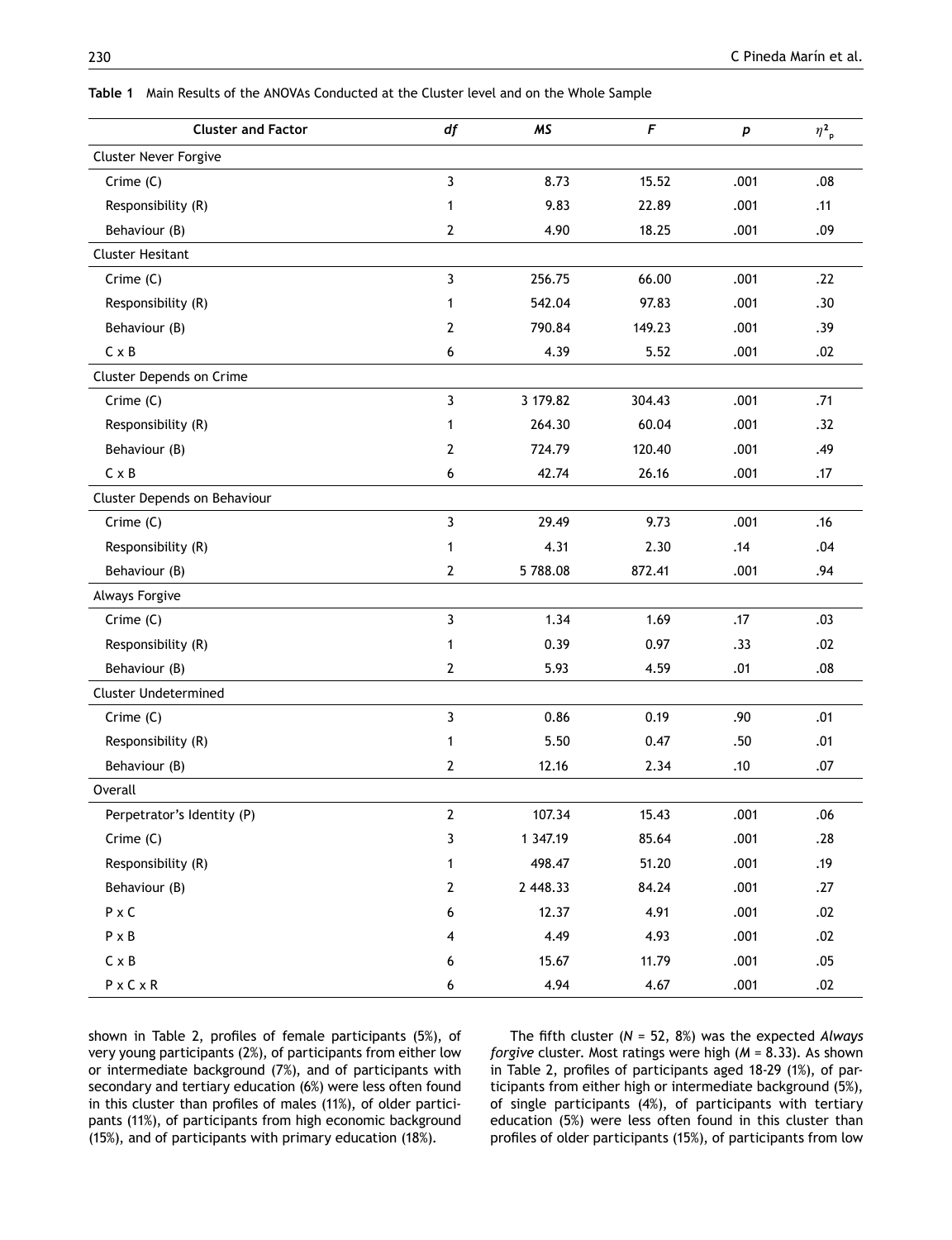**Table 1** Main Results of the ANOVAs Conducted at the Cluster level and on the Whole Sample

| Cluster and Factor | *df* | *MS* | *F* | *p* | $\eta^2_p$ |
|---|---|---|---|---|---|
| Cluster Never Forgive | | | | | |
| Crime (C) | 3 | 8.73 | 15.52 | .001 | .08 |
| Responsibility (R) | 1 | 9.83 | 22.89 | .001 | .11 |
| Behaviour (B) | 2 | 4.90 | 18.25 | .001 | .09 |
| Cluster Hesitant | | | | | |
| Crime (C) | 3 | 256.75 | 66.00 | .001 | .22 |
| Responsibility (R) | 1 | 542.04 | 97.83 | .001 | .30 |
| Behaviour (B) | 2 | 790.84 | 149.23 | .001 | .39 |
| C x B | 6 | 4.39 | 5.52 | .001 | .02 |
| Cluster Depends on Crime | | | | | |
| Crime (C) | 3 | 3 179.82 | 304.43 | .001 | .71 |
| Responsibility (R) | 1 | 264.30 | 60.04 | .001 | .32 |
| Behaviour (B) | 2 | 724.79 | 120.40 | .001 | .49 |
| C x B | 6 | 42.74 | 26.16 | .001 | .17 |
| Cluster Depends on Behaviour | | | | | |
| Crime (C) | 3 | 29.49 | 9.73 | .001 | .16 |
| Responsibility (R) | 1 | 4.31 | 2.30 | .14 | .04 |
| Behaviour (B) | 2 | 5 788.08 | 872.41 | .001 | .94 |
| Always Forgive | | | | | |
| Crime (C) | 3 | 1.34 | 1.69 | .17 | .03 |
| Responsibility (R) | 1 | 0.39 | 0.97 | .33 | .02 |
| Behaviour (B) | 2 | 5.93 | 4.59 | .01 | .08 |
| Cluster Undetermined | | | | | |
| Crime (C) | 3 | 0.86 | 0.19 | .90 | .01 |
| Responsibility (R) | 1 | 5.50 | 0.47 | .50 | .01 |
| Behaviour (B) | 2 | 12.16 | 2.34 | .10 | .07 |
| Overall | | | | | |
| Perpetrator's Identity (P) | 2 | 107.34 | 15.43 | .001 | .06 |
| Crime (C) | 3 | 1 347.19 | 85.64 | .001 | .28 |
| Responsibility (R) | 1 | 498.47 | 51.20 | .001 | .19 |
| Behaviour (B) | 2 | 2 448.33 | 84.24 | .001 | .27 |
| P x C | 6 | 12.37 | 4.91 | .001 | .02 |
| P x B | 4 | 4.49 | 4.93 | .001 | .02 |
| C x B | 6 | 15.67 | 11.79 | .001 | .05 |
| P x C x R | 6 | 4.94 | 4.67 | .001 | .02 |

shown in Table 2, profiles of female participants (5%), of very young participants (2%), of participants from either low or intermediate background (7%), and of participants with secondary and tertiary education (6%) were less often found in this cluster than profiles of males (11%), of older participants (11%), of participants from high economic background (15%), and of participants with primary education (18%).

The fifth cluster ($N$ = 52, 8%) was the expected *Always forgive* cluster. Most ratings were high ($M$ = 8.33). As shown in Table 2, profiles of participants aged 18-29 (1%), of participants from either high or intermediate background (5%), of single participants (4%), of participants with tertiary education (5%) were less often found in this cluster than profiles of older participants (15%), of participants from low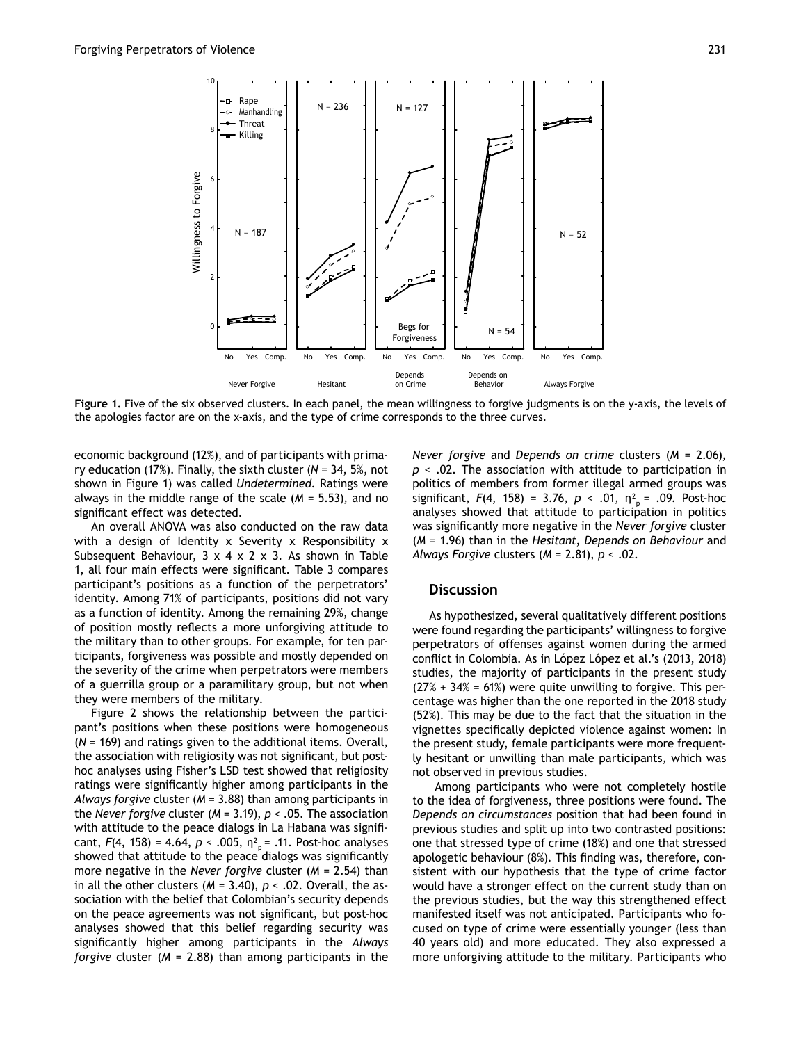**Figure 1.** Five of the six observed clusters. In each panel, the mean willingness to forgive judgments is on the y-axis, the levels of the apologies factor are on the x-axis, and the type of crime corresponds to the three curves.

economic background (12%), and of participants with primary education (17%). Finally, the sixth cluster ($N$ = 34, 5%, not shown in Figure 1) was called *Undetermined*. Ratings were always in the middle range of the scale ($M$ = 5.53), and no significant effect was detected.

An overall ANOVA was also conducted on the raw data with a design of Identity x Severity x Responsibility x Subsequent Behaviour, 3 x 4 x 2 x 3. As shown in Table 1, all four main effects were significant. Table 3 compares participant's positions as a function of the perpetrators' identity. Among 71% of participants, positions did not vary as a function of identity. Among the remaining 29%, change of position mostly reflects a more unforgiving attitude to the military than to other groups. For example, for ten participants, forgiveness was possible and mostly depended on the severity of the crime when perpetrators were members of a guerrilla group or a paramilitary group, but not when they were members of the military.

Figure 2 shows the relationship between the participant's positions when these positions were homogeneous ($N$ = 169) and ratings given to the additional items. Overall, the association with religiosity was not significant, but post-hoc analyses using Fisher's LSD test showed that religiosity ratings were significantly higher among participants in the *Always forgive* cluster ($M$ = 3.88) than among participants in the *Never forgive* cluster ($M$ = 3.19), $p < .05$. The association with attitude to the peace dialogs in La Habana was significant, $F(4, 158) = 4.64$, $p < .005$, $\eta^2_p = .11$. Post-hoc analyses showed that attitude to the peace dialogs was significantly more negative in the *Never forgive* cluster ($M$ = 2.54) than in all the other clusters ($M$ = 3.40), $p < .02$. Overall, the association with the belief that Colombian's security depends on the peace agreements was not significant, but post-hoc analyses showed that this belief regarding security was significantly higher among participants in the *Always forgive* cluster ($M$ = 2.88) than among participants in the *Never forgive* and *Depends on crime* clusters ($M$ = 2.06), $p < .02$. The association with attitude to participation in politics of members from former illegal armed groups was significant, $F(4, 158) = 3.76$, $p < .01$, $\eta^2_p = .09$. Post-hoc analyses showed that attitude to participation in politics was significantly more negative in the *Never forgive* cluster ($M$ = 1.96) than in the *Hesitant*, *Depends on Behaviour* and *Always Forgive* clusters ($M$ = 2.81), $p < .02$.

## Discussion

As hypothesized, several qualitatively different positions were found regarding the participants' willingness to forgive perpetrators of offenses against women during the armed conflict in Colombia. As in López López et al.'s (2013, 2018) studies, the majority of participants in the present study (27% + 34% = 61%) were quite unwilling to forgive. This percentage was higher than the one reported in the 2018 study (52%). This may be due to the fact that the situation in the vignettes specifically depicted violence against women: In the present study, female participants were more frequently hesitant or unwilling than male participants, which was not observed in previous studies.

Among participants who were not completely hostile to the idea of forgiveness, three positions were found. The *Depends on circumstances* position that had been found in previous studies and split up into two contrasted positions: one that stressed type of crime (18%) and one that stressed apologetic behaviour (8%). This finding was, therefore, consistent with our hypothesis that the type of crime factor would have a stronger effect on the current study than on the previous studies, but the way this strengthened effect manifested itself was not anticipated. Participants who focused on type of crime were essentially younger (less than 40 years old) and more educated. They also expressed a more unforgiving attitude to the military. Participants who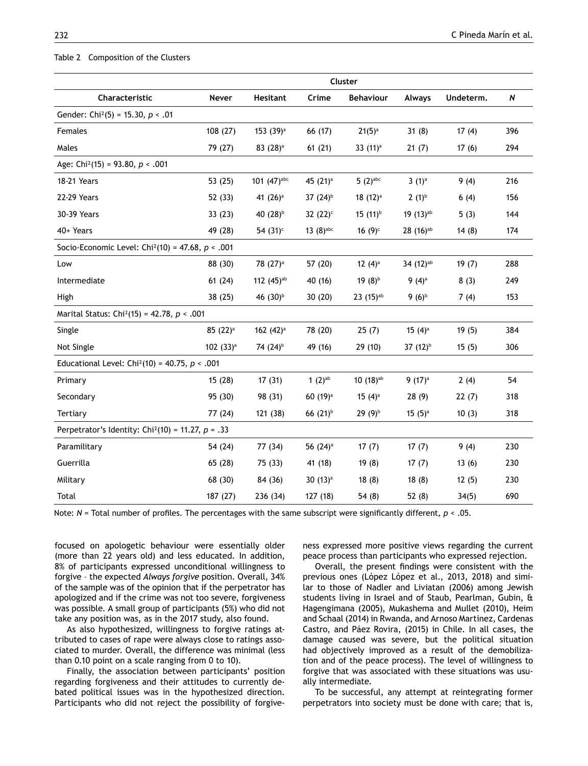Table 2 Composition of the Clusters

| Characteristic | Cluster | | | | | | |
|---|---|---|---|---|---|---|---|
| | Never | Hesitant | Crime | Behaviour | Always | Undeterm. | $N$ |
| Gender: $Chi^2(5) = 15.30$, $p < .01$ | | | | | | | |
| Females | 108 (27) | 153 (39)[a] | 66 (17) | 21(5)[a] | 31 (8) | 17 (4) | 396 |
| Males | 79 (27) | 83 (28)[a] | 61 (21) | 33 (11)[a] | 21 (7) | 17 (6) | 294 |
| Age: $Chi^2(15) = 93.80$, $p < .001$ | | | | | | | |
| 18-21 Years | 53 (25) | 101 (47)[abc] | 45 (21)[a] | 5 (2)[abc] | 3 (1)[a] | 9 (4) | 216 |
| 22-29 Years | 52 (33) | 41 (26)[a] | 37 (24)[b] | 18 (12)[a] | 2 (1)[b] | 6 (4) | 156 |
| 30-39 Years | 33 (23) | 40 (28)[b] | 32 (22)[c] | 15 (11)[b] | 19 (13)[ab] | 5 (3) | 144 |
| 40+ Years | 49 (28) | 54 (31)[c] | 13 (8)[abc] | 16 (9)[c] | 28 (16)[ab] | 14 (8) | 174 |
| Socio-Economic Level: $Chi^2(10) = 47.68$, $p < .001$ | | | | | | | |
| Low | 88 (30) | 78 (27)[a] | 57 (20) | 12 (4)[a] | 34 (12)[ab] | 19 (7) | 288 |
| Intermediate | 61 (24) | 112 (45)[ab] | 40 (16) | 19 (8)[b] | 9 (4)[a] | 8 (3) | 249 |
| High | 38 (25) | 46 (30)[b] | 30 (20) | 23 (15)[ab] | 9 (6)[b] | 7 (4) | 153 |
| Marital Status: $Chi^2(15) = 42.78$, $p < .001$ | | | | | | | |
| Single | 85 (22)[a] | 162 (42)[a] | 78 (20) | 25 (7) | 15 (4)[a] | 19 (5) | 384 |
| Not Single | 102 (33)[a] | 74 (24)[b] | 49 (16) | 29 (10) | 37 (12)[b] | 15 (5) | 306 |
| Educational Level: $Chi^2(10) = 40.75$, $p < .001$ | | | | | | | |
| Primary | 15 (28) | 17 (31) | 1 (2)[ab] | 10 (18)[ab] | 9 (17)[a] | 2 (4) | 54 |
| Secondary | 95 (30) | 98 (31) | 60 (19)[a] | 15 (4)[a] | 28 (9) | 22 (7) | 318 |
| Tertiary | 77 (24) | 121 (38) | 66 (21)[b] | 29 (9)[b] | 15 (5)[a] | 10 (3) | 318 |
| Perpetrator's Identity: $Chi^2(10) = 11.27$, $p = .33$ | | | | | | | |
| Paramilitary | 54 (24) | 77 (34) | 56 (24)[a] | 17 (7) | 17 (7) | 9 (4) | 230 |
| Guerrilla | 65 (28) | 75 (33) | 41 (18) | 19 (8) | 17 (7) | 13 (6) | 230 |
| Military | 68 (30) | 84 (36) | 30 (13)[a] | 18 (8) | 18 (8) | 12 (5) | 230 |
| Total | 187 (27) | 236 (34) | 127 (18) | 54 (8) | 52 (8) | 34(5) | 690 |

Note: $N$ = Total number of profiles. The percentages with the same subscript were significantly different, $p < .05$.

focused on apologetic behaviour were essentially older (more than 22 years old) and less educated. In addition, 8% of participants expressed unconditional willingness to forgive – the expected *Always forgive* position. Overall, 34% of the sample was of the opinion that if the perpetrator has apologized and if the crime was not too severe, forgiveness was possible. A small group of participants (5%) who did not take any position was, as in the 2017 study, also found.

As also hypothesized, willingness to forgive ratings attributed to cases of rape were always close to ratings associated to murder. Overall, the difference was minimal (less than 0.10 point on a scale ranging from 0 to 10).

Finally, the association between participants' position regarding forgiveness and their attitudes to currently debated political issues was in the hypothesized direction. Participants who did not reject the possibility of forgiveness expressed more positive views regarding the current peace process than participants who expressed rejection.

Overall, the present findings were consistent with the previous ones (López López et al., 2013, 2018) and similar to those of Nadler and Liviatan (2006) among Jewish students living in Israel and of Staub, Pearlman, Gubin, & Hagengimana (2005), Mukashema and Mullet (2010), Heim and Schaal (2014) in Rwanda, and Arnoso Martinez, Cardenas Castro, and Páez Rovira, (2015) in Chile. In all cases, the damage caused was severe, but the political situation had objectively improved as a result of the demobilization and of the peace process). The level of willingness to forgive that was associated with these situations was usually intermediate.

To be successful, any attempt at reintegrating former perpetrators into society must be done with care; that is,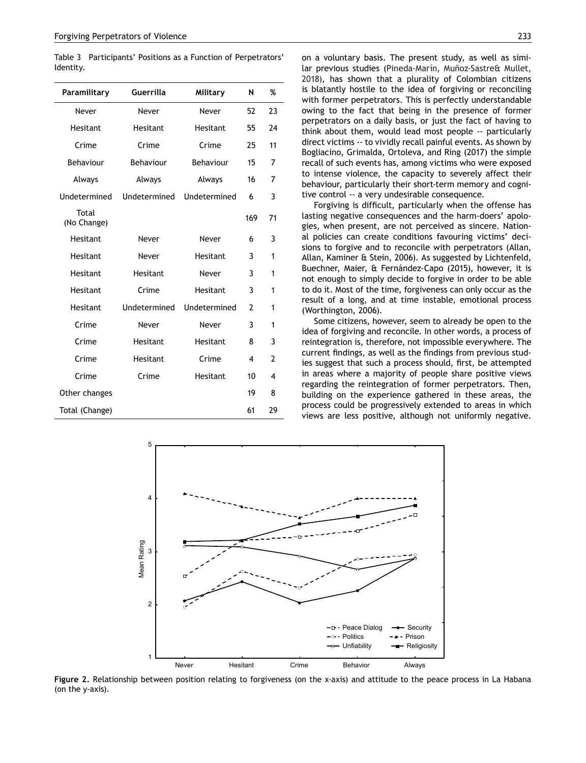Table 3 Participants' Positions as a Function of Perpetrators' Identity.

| Paramilitary | Guerrilla | Military | N | % |
|---|---|---|---|---|
| Never | Never | Never | 52 | 23 |
| Hesitant | Hesitant | Hesitant | 55 | 24 |
| Crime | Crime | Crime | 25 | 11 |
| Behaviour | Behaviour | Behaviour | 15 | 7 |
| Always | Always | Always | 16 | 7 |
| Undetermined | Undetermined | Undetermined | 6 | 3 |
| Total (No Change) | | | 169 | 71 |
| Hesitant | Never | Never | 6 | 3 |
| Hesitant | Never | Hesitant | 3 | 1 |
| Hesitant | Hesitant | Never | 3 | 1 |
| Hesitant | Crime | Hesitant | 3 | 1 |
| Hesitant | Undetermined | Undetermined | 2 | 1 |
| Crime | Never | Never | 3 | 1 |
| Crime | Hesitant | Hesitant | 8 | 3 |
| Crime | Hesitant | Crime | 4 | 2 |
| Crime | Crime | Hesitant | 10 | 4 |
| Other changes | | | 19 | 8 |
| Total (Change) | | | 61 | 29 |

on a voluntary basis. The present study, as well as similar previous studies (Pineda-Marín, Muñoz-Sastre& Mullet, 2018), has shown that a plurality of Colombian citizens is blatantly hostile to the idea of forgiving or reconciling with former perpetrators. This is perfectly understandable owing to the fact that being in the presence of former perpetrators on a daily basis, or just the fact of having to think about them, would lead most people -- particularly direct victims -- to vividly recall painful events. As shown by Bogliacino, Grimalda, Ortoleva, and Ring (2017) the simple recall of such events has, among victims who were exposed to intense violence, the capacity to severely affect their behaviour, particularly their short-term memory and cognitive control -- a very undesirable consequence.

Forgiving is difficult, particularly when the offense has lasting negative consequences and the harm-doers' apologies, when present, are not perceived as sincere. National policies can create conditions favouring victims' decisions to forgive and to reconcile with perpetrators (Allan, Allan, Kaminer & Stein, 2006). As suggested by Lichtenfeld, Buechner, Maier, & Fernández-Capo (2015), however, it is not enough to simply decide to forgive in order to be able to do it. Most of the time, forgiveness can only occur as the result of a long, and at time instable, emotional process (Worthington, 2006).

Some citizens, however, seem to already be open to the idea of forgiving and reconcile. In other words, a process of reintegration is, therefore, not impossible everywhere. The current findings, as well as the findings from previous studies suggest that such a process should, first, be attempted in areas where a majority of people share positive views regarding the reintegration of former perpetrators. Then, building on the experience gathered in these areas, the process could be progressively extended to areas in which views are less positive, although not uniformly negative.

**Figure 2.** Relationship between position relating to forgiveness (on the x-axis) and attitude to the peace process in La Habana (on the y-axis).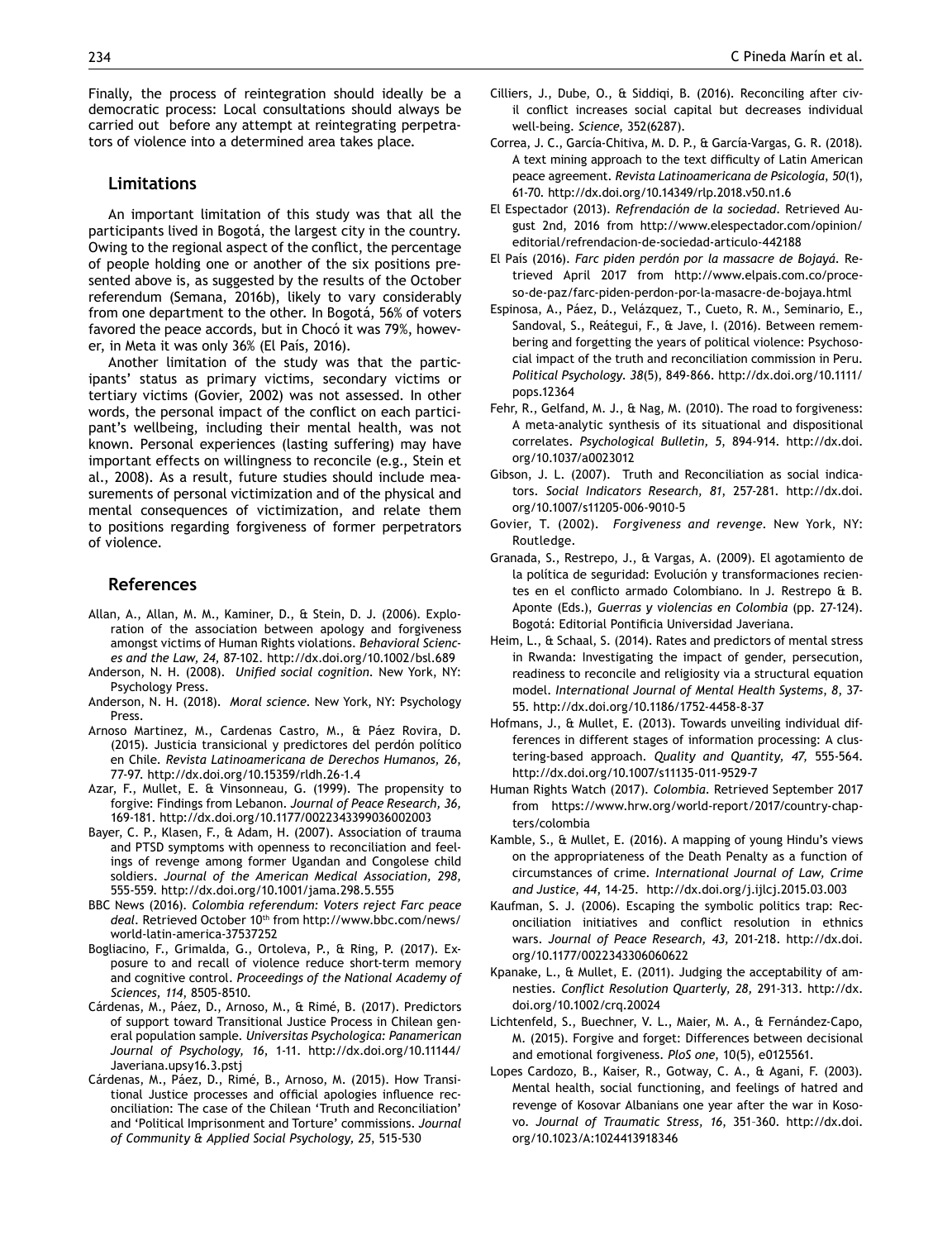Finally, the process of reintegration should ideally be a democratic process: Local consultations should always be carried out before any attempt at reintegrating perpetrators of violence into a determined area takes place.

## Limitations

An important limitation of this study was that all the participants lived in Bogotá, the largest city in the country. Owing to the regional aspect of the conflict, the percentage of people holding one or another of the six positions presented above is, as suggested by the results of the October referendum (Semana, 2016b), likely to vary considerably from one department to the other. In Bogotá, 56% of voters favored the peace accords, but in Chocó it was 79%, however, in Meta it was only 36% (El País, 2016).

Another limitation of the study was that the participants' status as primary victims, secondary victims or tertiary victims (Govier, 2002) was not assessed. In other words, the personal impact of the conflict on each participant's wellbeing, including their mental health, was not known. Personal experiences (lasting suffering) may have important effects on willingness to reconcile (e.g., Stein et al., 2008). As a result, future studies should include measurements of personal victimization and of the physical and mental consequences of victimization, and relate them to positions regarding forgiveness of former perpetrators of violence.

## References

Allan, A., Allan, M. M., Kaminer, D., & Stein, D. J. (2006). Exploration of the association between apology and forgiveness amongst victims of Human Rights violations. *Behavioral Sciences and the Law, 24*, 87-102. http://dx.doi.org/10.1002/bsl.689

Anderson, N. H. (2008). *Unified social cognition*. New York, NY: Psychology Press.

Anderson, N. H. (2018). *Moral science*. New York, NY: Psychology Press.

Arnoso Martinez, M., Cardenas Castro, M., & Páez Rovira, D. (2015). Justicia transicional y predictores del perdón político en Chile. *Revista Latinoamericana de Derechos Humanos, 26*, 77-97. http://dx.doi.org/10.15359/rldh.26-1.4

Azar, F., Mullet, E. & Vinsonneau, G. (1999). The propensity to forgive: Findings from Lebanon. *Journal of Peace Research, 36*, 169-181. http://dx.doi.org/10.1177/0022343399036002003

Bayer, C. P., Klasen, F., & Adam, H. (2007). Association of trauma and PTSD symptoms with openness to reconciliation and feelings of revenge among former Ugandan and Congolese child soldiers. *Journal of the American Medical Association, 298*, 555-559. http://dx.doi.org/10.1001/jama.298.5.555

BBC News (2016). *Colombia referendum: Voters reject Farc peace deal*. Retrieved October 10th from http://www.bbc.com/news/world-latin-america-37537252

Bogliacino, F., Grimalda, G., Ortoleva, P., & Ring, P. (2017). Exposure to and recall of violence reduce short-term memory and cognitive control. *Proceedings of the National Academy of Sciences, 114*, 8505-8510.

Cárdenas, M., Páez, D., Arnoso, M., & Rimé, B. (2017). Predictors of support toward Transitional Justice Process in Chilean general population sample. *Universitas Psychologica: Panamerican Journal of Psychology, 16*, 1-11. http://dx.doi.org/10.11144/Javeriana.upsy16.3.pstj

Cárdenas, M., Páez, D., Rimé, B., Arnoso, M. (2015). How Transitional Justice processes and official apologies influence reconciliation: The case of the Chilean 'Truth and Reconciliation' and 'Political Imprisonment and Torture' commissions. *Journal of Community & Applied Social Psychology, 25*, 515-530

Cilliers, J., Dube, O., & Siddiqi, B. (2016). Reconciling after civil conflict increases social capital but decreases individual well-being. *Science*, 352(6287).

Correa, J. C., García-Chitiva, M. D. P., & García-Vargas, G. R. (2018). A text mining approach to the text difficulty of Latin American peace agreement. *Revista Latinoamericana de Psicología, 50*(1), 61-70. http://dx.doi.org/10.14349/rlp.2018.v50.n1.6

El Espectador (2013). *Refrendación de la sociedad*. Retrieved August 2nd, 2016 from http://www.elespectador.com/opinion/editorial/refrendacion-de-sociedad-articulo-442188

El País (2016). *Farc piden perdón por la massacre de Bojayá*. Retrieved April 2017 from http://www.elpais.com.co/proceso-de-paz/farc-piden-perdon-por-la-masacre-de-bojaya.html

Espinosa, A., Páez, D., Velázquez, T., Cueto, R. M., Seminario, E., Sandoval, S., Reátegui, F., & Jave, I. (2016). Between remembering and forgetting the years of political violence: Psychosocial impact of the truth and reconciliation commission in Peru. *Political Psychology. 38*(5), 849-866. http://dx.doi.org/10.1111/pops.12364

Fehr, R., Gelfand, M. J., & Nag, M. (2010). The road to forgiveness: A meta-analytic synthesis of its situational and dispositional correlates. *Psychological Bulletin, 5*, 894-914. http://dx.doi.org/10.1037/a0023012

Gibson, J. L. (2007). Truth and Reconciliation as social indicators. *Social Indicators Research, 81*, 257-281. http://dx.doi.org/10.1007/s11205-006-9010-5

Govier, T. (2002). *Forgiveness and revenge*. New York, NY: Routledge.

Granada, S., Restrepo, J., & Vargas, A. (2009). El agotamiento de la política de seguridad: Evolución y transformaciones recientes en el conflicto armado Colombiano. In J. Restrepo & B. Aponte (Eds.), *Guerras y violencias en Colombia* (pp. 27-124). Bogotá: Editorial Pontificia Universidad Javeriana.

Heim, L., & Schaal, S. (2014). Rates and predictors of mental stress in Rwanda: Investigating the impact of gender, persecution, readiness to reconcile and religiosity via a structural equation model. *International Journal of Mental Health Systems, 8*, 37-55. http://dx.doi.org/10.1186/1752-4458-8-37

Hofmans, J., & Mullet, E. (2013). Towards unveiling individual differences in different stages of information processing: A clustering-based approach. *Quality and Quantity, 47*, 555-564. http://dx.doi.org/10.1007/s11135-011-9529-7

Human Rights Watch (2017). *Colombia*. Retrieved September 2017 from https://www.hrw.org/world-report/2017/country-chapters/colombia

Kamble, S., & Mullet, E. (2016). A mapping of young Hindu's views on the appropriateness of the Death Penalty as a function of circumstances of crime. *International Journal of Law, Crime and Justice, 44*, 14-25. http://dx.doi.org/j.ijlcj.2015.03.003

Kaufman, S. J. (2006). Escaping the symbolic politics trap: Reconciliation initiatives and conflict resolution in ethnics wars. *Journal of Peace Research, 43*, 201-218. http://dx.doi.org/10.1177/0022343306060622

Kpanake, L., & Mullet, E. (2011). Judging the acceptability of amnesties. *Conflict Resolution Quarterly, 28*, 291-313. http://dx.doi.org/10.1002/crq.20024

Lichtenfeld, S., Buechner, V. L., Maier, M. A., & Fernández-Capo, M. (2015). Forgive and forget: Differences between decisional and emotional forgiveness. *PloS one*, 10(5), e0125561.

Lopes Cardozo, B., Kaiser, R., Gotway, C. A., & Agani, F. (2003). Mental health, social functioning, and feelings of hatred and revenge of Kosovar Albanians one year after the war in Kosovo. *Journal of Traumatic Stress, 16*, 351–360. http://dx.doi.org/10.1023/A:1024413918346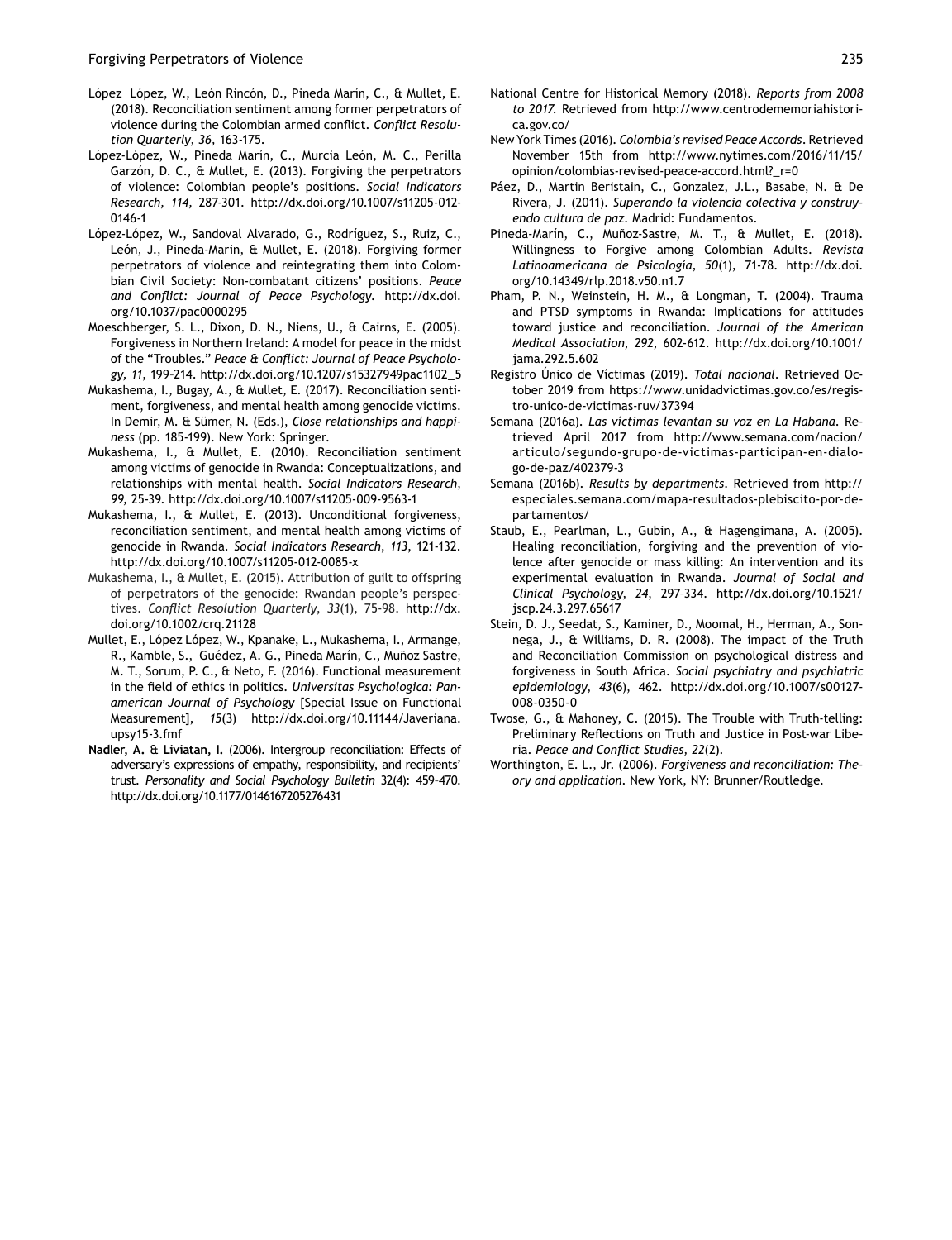López López, W., León Rincón, D., Pineda Marín, C., & Mullet, E. (2018). Reconciliation sentiment among former perpetrators of violence during the Colombian armed conflict. *Conflict Resolution Quarterly, 36,* 163-175.

López-López, W., Pineda Marín, C., Murcia León, M. C., Perilla Garzón, D. C., & Mullet, E. (2013). Forgiving the perpetrators of violence: Colombian people's positions. *Social Indicators Research, 114,* 287-301. http://dx.doi.org/10.1007/s11205-012-0146-1

López-López, W., Sandoval Alvarado, G., Rodríguez, S., Ruiz, C., León, J., Pineda-Marin, & Mullet, E. (2018). Forgiving former perpetrators of violence and reintegrating them into Colombian Civil Society: Non-combatant citizens' positions. *Peace and Conflict: Journal of Peace Psychology.* http://dx.doi.org/10.1037/pac0000295

Moeschberger, S. L., Dixon, D. N., Niens, U., & Cairns, E. (2005). Forgiveness in Northern Ireland: A model for peace in the midst of the "Troubles." *Peace & Conflict: Journal of Peace Psychology, 11*, 199–214. http://dx.doi.org/10.1207/s15327949pac1102_5

Mukashema, I., Bugay, A., & Mullet, E. (2017). Reconciliation sentiment, forgiveness, and mental health among genocide victims. In Demir, M. & Sümer, N. (Eds.), *Close relationships and happiness* (pp. 185-199). New York: Springer.

Mukashema, I., & Mullet, E. (2010). Reconciliation sentiment among victims of genocide in Rwanda: Conceptualizations, and relationships with mental health. *Social Indicators Research, 99,* 25-39. http://dx.doi.org/10.1007/s11205-009-9563-1

Mukashema, I., & Mullet, E. (2013). Unconditional forgiveness, reconciliation sentiment, and mental health among victims of genocide in Rwanda. *Social Indicators Research, 113*, 121-132. http://dx.doi.org/10.1007/s11205-012-0085-x

Mukashema, I., & Mullet, E. (2015). Attribution of guilt to offspring of perpetrators of the genocide: Rwandan people's perspectives. *Conflict Resolution Quarterly, 33*(1), 75-98. http://dx.doi.org/10.1002/crq.21128

Mullet, E., López López, W., Kpanake, L., Mukashema, I., Armange, R., Kamble, S., Guédez, A. G., Pineda Marín, C., Muñoz Sastre, M. T., Sorum, P. C., & Neto, F. (2016). Functional measurement in the field of ethics in politics. *Universitas Psychologica: Panamerican Journal of Psychology* [Special Issue on Functional Measurement], *15*(3) http://dx.doi.org/10.11144/Javeriana.upsy15-3.fmf

**Nadler, A.** & **Liviatan, I.** (2006). Intergroup reconciliation: Effects of adversary's expressions of empathy, responsibility, and recipients' trust. *Personality and Social Psychology Bulletin* 32(4): 459–470. http://dx.doi.org/10.1177/0146167205276431

National Centre for Historical Memory (2018). *Reports from 2008 to 2017.* Retrieved from http://www.centrodememoriahistorica.gov.co/

New York Times (2016). *Colombia's revised Peace Accords*. Retrieved November 15th from http://www.nytimes.com/2016/11/15/opinion/colombias-revised-peace-accord.html?_r=0

Páez, D., Martin Beristain, C., Gonzalez, J.L., Basabe, N. & De Rivera, J. (2011). *Superando la violencia colectiva y construyendo cultura de paz.* Madrid: Fundamentos.

Pineda-Marín, C., Muñoz-Sastre, M. T., & Mullet, E. (2018). Willingness to Forgive among Colombian Adults. *Revista Latinoamericana de Psicología, 50*(1), 71-78. http://dx.doi.org/10.14349/rlp.2018.v50.n1.7

Pham, P. N., Weinstein, H. M., & Longman, T. (2004). Trauma and PTSD symptoms in Rwanda: Implications for attitudes toward justice and reconciliation. *Journal of the American Medical Association, 292*, 602-612. http://dx.doi.org/10.1001/jama.292.5.602

Registro Único de Víctimas (2019). *Total nacional*. Retrieved October 2019 from https://www.unidadvictimas.gov.co/es/registro-unico-de-victimas-ruv/37394

Semana (2016a). *Las víctimas levantan su voz en La Habana.* Retrieved April 2017 from http://www.semana.com/nacion/articulo/segundo-grupo-de-victimas-participan-en-dialogo-de-paz/402379-3

Semana (2016b). *Results by departments.* Retrieved from http://especiales.semana.com/mapa-resultados-plebiscito-por-departamentos/

Staub, E., Pearlman, L., Gubin, A., & Hagengimana, A. (2005). Healing reconciliation, forgiving and the prevention of violence after genocide or mass killing: An intervention and its experimental evaluation in Rwanda. *Journal of Social and Clinical Psychology, 24,* 297–334. http://dx.doi.org/10.1521/jscp.24.3.297.65617

Stein, D. J., Seedat, S., Kaminer, D., Moomal, H., Herman, A., Sonnega, J., & Williams, D. R. (2008). The impact of the Truth and Reconciliation Commission on psychological distress and forgiveness in South Africa. *Social psychiatry and psychiatric epidemiology, 43*(6), 462. http://dx.doi.org/10.1007/s00127-008-0350-0

Twose, G., & Mahoney, C. (2015). The Trouble with Truth-telling: Preliminary Reflections on Truth and Justice in Post-war Liberia. *Peace and Conflict Studies, 22*(2).

Worthington, E. L., Jr. (2006). *Forgiveness and reconciliation: Theory and application.* New York, NY: Brunner/Routledge.